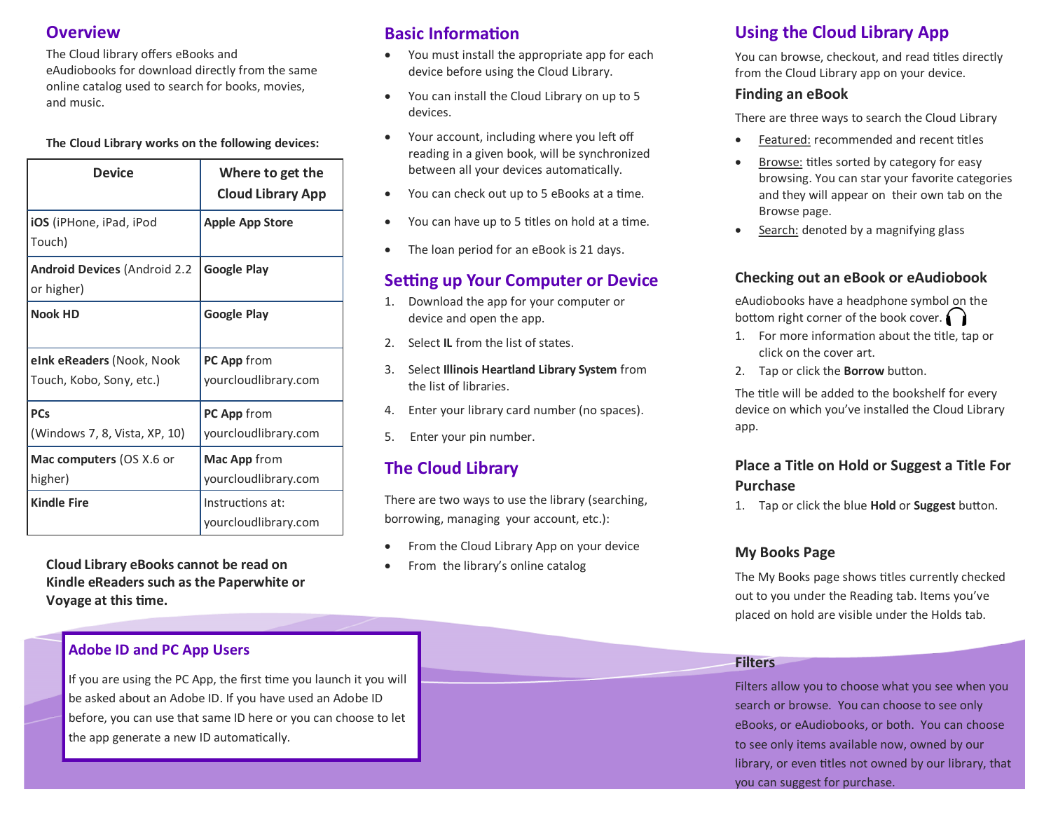## Overview

The Cloud library offers eBooks and eAudiobooks for download directly from the same online catalog used to search for books, movies, and music.

**The Cloud Library works on the following devices:**

| Device | Where to get the Cloud Library App |
|---|---|
| **iOS** (iPhone, iPad, iPod Touch) | **Apple App Store** |
| **Android Devices** (Android 2.2 or higher) | **Google Play** |
| **Nook HD** | **Google Play** |
| **eInk eReaders** (Nook, Nook Touch, Kobo, Sony, etc.) | **PC App** from yourcloudlibrary.com |
| **PCs** (Windows 7, 8, Vista, XP, 10) | **PC App** from yourcloudlibrary.com |
| **Mac computers** (OS X.6 or higher) | **Mac App** from yourcloudlibrary.com |
| **Kindle Fire** | Instructions at: yourcloudlibrary.com |

**Cloud Library eBooks cannot be read on Kindle eReaders such as the Paperwhite or Voyage at this time.**

### Adobe ID and PC App Users

If you are using the PC App, the first time you launch it you will be asked about an Adobe ID. If you have used an Adobe ID before, you can use that same ID here or you can choose to let the app generate a new ID automatically.

## Basic Information

- You must install the appropriate app for each device before using the Cloud Library.
- You can install the Cloud Library on up to 5 devices.
- Your account, including where you left off reading in a given book, will be synchronized between all your devices automatically.
- You can check out up to 5 eBooks at a time.
- You can have up to 5 titles on hold at a time.
- The loan period for an eBook is 21 days.

## Setting up Your Computer or Device

1. Download the app for your computer or device and open the app.
2. Select **IL** from the list of states.
3. Select **Illinois Heartland Library System** from the list of libraries.
4. Enter your library card number (no spaces).
5. Enter your pin number.

## The Cloud Library

There are two ways to use the library (searching, borrowing, managing your account, etc.):

- From the Cloud Library App on your device
- From the library's online catalog

## Using the Cloud Library App

You can browse, checkout, and read titles directly from the Cloud Library app on your device.

### Finding an eBook

There are three ways to search the Cloud Library

- Featured: recommended and recent titles
- Browse: titles sorted by category for easy browsing. You can star your favorite categories and they will appear on their own tab on the Browse page.
- Search: denoted by a magnifying glass

### Checking out an eBook or eAudiobook

eAudiobooks have a headphone symbol on the bottom right corner of the book cover.

1. For more information about the title, tap or click on the cover art.
2. Tap or click the **Borrow** button.

The title will be added to the bookshelf for every device on which you've installed the Cloud Library app.

### Place a Title on Hold or Suggest a Title For Purchase

1. Tap or click the blue **Hold** or **Suggest** button.

### My Books Page

The My Books page shows titles currently checked out to you under the Reading tab. Items you've placed on hold are visible under the Holds tab.

### Filters

Filters allow you to choose what you see when you search or browse. You can choose to see only eBooks, or eAudiobooks, or both. You can choose to see only items available now, owned by our library, or even titles not owned by our library, that you can suggest for purchase.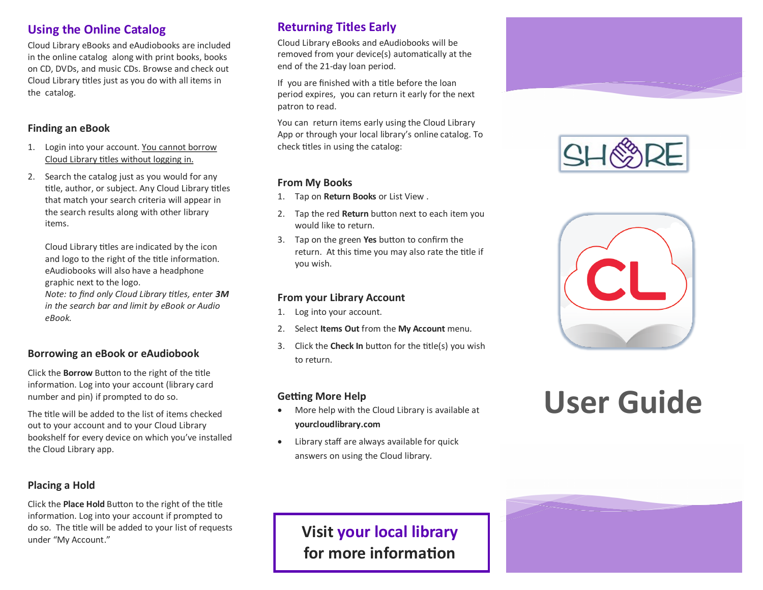## Using the Online Catalog

Cloud Library eBooks and eAudiobooks are included in the online catalog along with print books, books on CD, DVDs, and music CDs. Browse and check out Cloud Library titles just as you do with all items in the catalog.

### Finding an eBook

1. Login into your account. You cannot borrow Cloud Library titles without logging in.
2. Search the catalog just as you would for any title, author, or subject. Any Cloud Library titles that match your search criteria will appear in the search results along with other library items.

   Cloud Library titles are indicated by the icon and logo to the right of the title information. eAudiobooks will also have a headphone graphic next to the logo.
   *Note: to find only Cloud Library titles, enter **3M** in the search bar and limit by eBook or Audio eBook.*

### Borrowing an eBook or eAudiobook

Click the **Borrow** Button to the right of the title information. Log into your account (library card number and pin) if prompted to do so.

The title will be added to the list of items checked out to your account and to your Cloud Library bookshelf for every device on which you've installed the Cloud Library app.

### Placing a Hold

Click the **Place Hold** Button to the right of the title information. Log into your account if prompted to do so. The title will be added to your list of requests under "My Account."

## Returning Titles Early

Cloud Library eBooks and eAudiobooks will be removed from your device(s) automatically at the end of the 21-day loan period.

If you are finished with a title before the loan period expires, you can return it early for the next patron to read.

You can return items early using the Cloud Library App or through your local library's online catalog. To check titles in using the catalog:

### From My Books

1. Tap on **Return Books** or List View .
2. Tap the red **Return** button next to each item you would like to return.
3. Tap on the green **Yes** button to confirm the return. At this time you may also rate the title if you wish.

### From your Library Account

1. Log into your account.
2. Select **Items Out** from the **My Account** menu.
3. Click the **Check In** button for the title(s) you wish to return.

### Getting More Help

- More help with the Cloud Library is available at **yourcloudlibrary.com**
- Library staff are always available for quick answers on using the Cloud library.

**Visit your local library for more information**

SHARE

CL

# User Guide